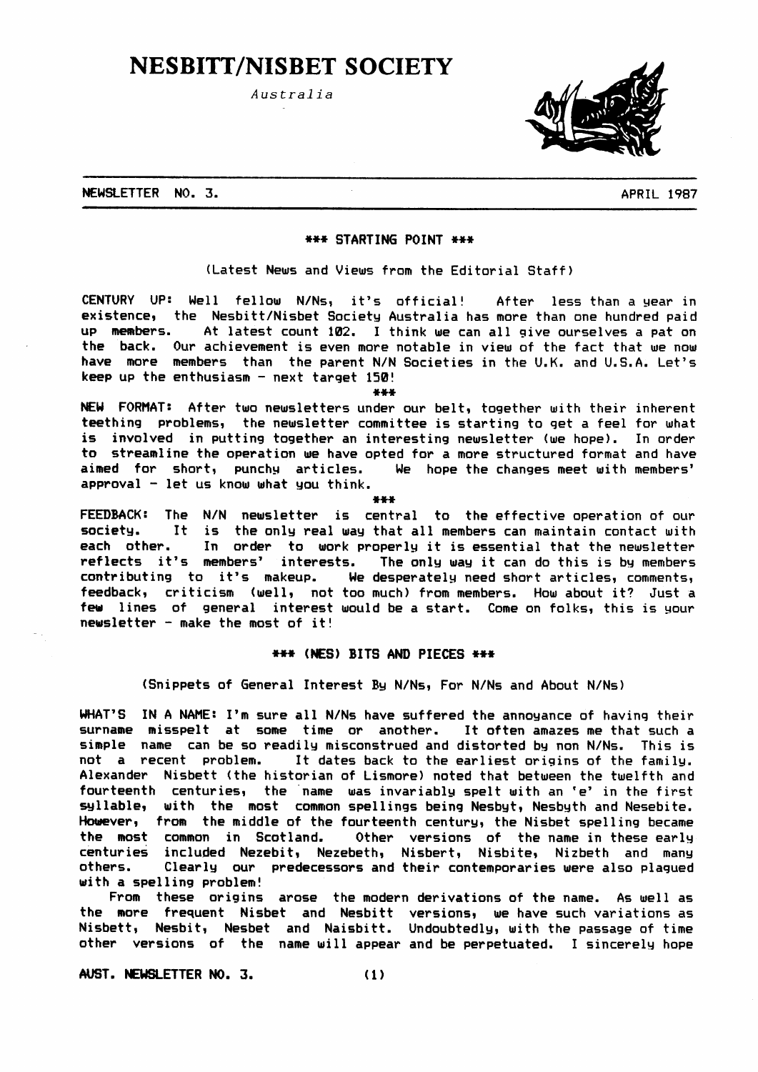# NESBITT/NISBET SOCIETY

*Australia*

NEWSLETTER NO. 3. APRIL 1987

## *** STARTING POINT ***

(Latest News and Views from the Editorial Staff)

**CENTURY UP:** Well fellow N/Ns, it's official! After less than a year in existence, the Nesbitt/Nisbet Society Australia has more than one hundred paid up members. At latest count 102. I think we can all give ourselves a pat on the back. Our achievement is even more notable in view of the fact that we now have more members than the parent N/N Societies in the U.K. and U.S.A. Let's keep up the enthusiasm - next target 150!

***

**NEW FORMAT:** After two newsletters under our belt, together with their inherent teething problems, the newsletter committee is starting to get a feel for what is involved in putting together an interesting newsletter (we hope). In order to streamline the operation we have opted for a more structured format and have aimed for short, punchy articles. We hope the changes meet with members' approval - let us know what you think.

***

**FEEDBACK:** The N/N newsletter is central to the effective operation of our society. It is the only real way that all members can maintain contact with each other. In order to work properly it is essential that the newsletter reflects it's members' interests. The only way it can do this is by members contributing to it's makeup. We desperately need short articles, comments, feedback, criticism (well, not too much) from members. How about it? Just a few lines of general interest would be a start. Come on folks, this is your newsletter - make the most of it!

## *** (NES) BITS AND PIECES ***

(Snippets of General Interest By N/Ns, For N/Ns and About N/Ns)

**WHAT'S IN A NAME:** I'm sure all N/Ns have suffered the annoyance of having their surname misspelt at some time or another. It often amazes me that such a simple name can be so readily misconstrued and distorted by non N/Ns. This is not a recent problem. It dates back to the earliest origins of the family. Alexander Nisbett (the historian of Lismore) noted that between the twelfth and fourteenth centuries, the name was invariably spelt with an 'e' in the first syllable, with the most common spellings being Nesbyt, Nesbyth and Nesebite. However, from the middle of the fourteenth century, the Nisbet spelling became the most common in Scotland. Other versions of the name in these early centuries included Nezebit, Nezebeth, Nisbert, Nisbite, Nizbeth and many others. Clearly our predecessors and their contemporaries were also plagued with a spelling problem!

From these origins arose the modern derivations of the name. As well as the more frequent Nisbet and Nesbitt versions, we have such variations as Nisbett, Nesbit, Nesbet and Naisbitt. Undoubtedly, with the passage of time other versions of the name will appear and be perpetuated. I sincerely hope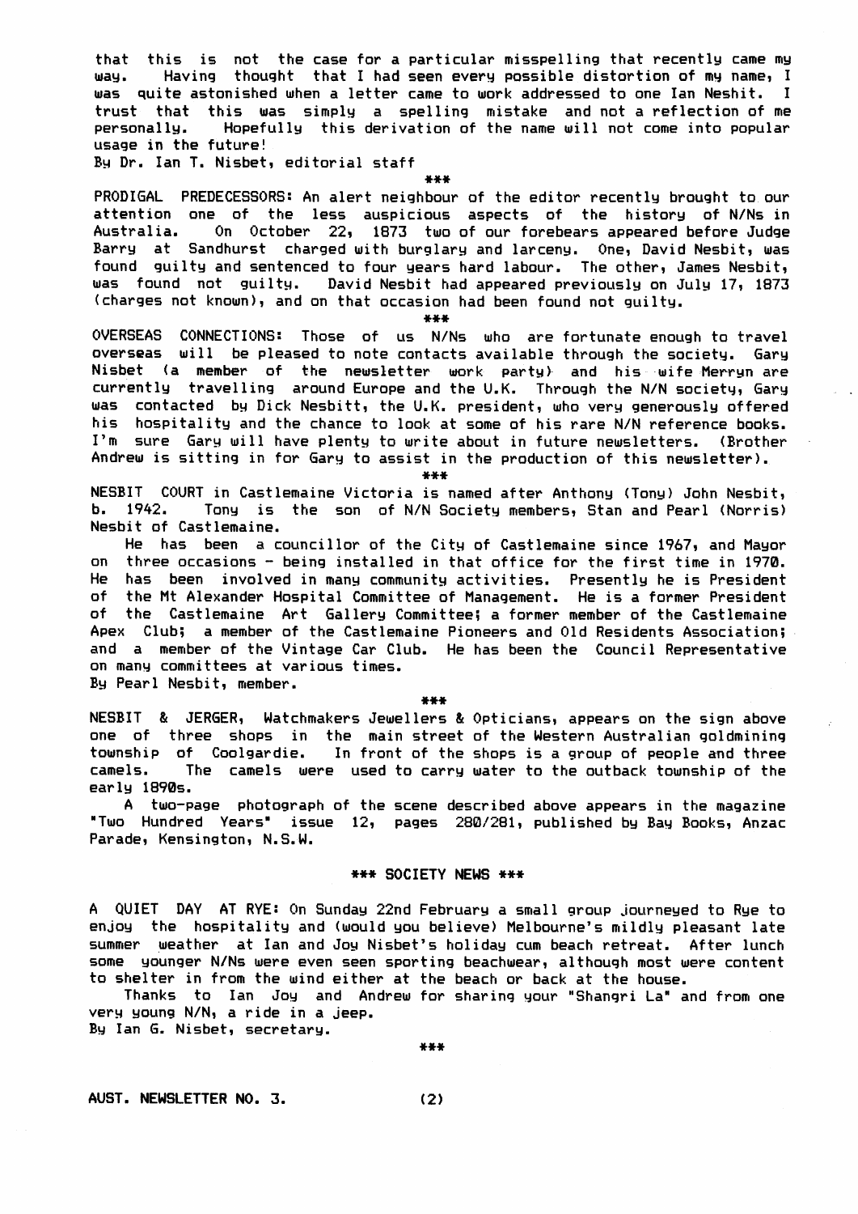that this is not the case for a particular misspelling that recently came my way. Having thought that I had seen every possible distortion of my name, I was quite astonished when a letter came to work addressed to one Ian Neshit. I trust that this was simply a spelling mistake and not a reflection of me personally. Hopefully this derivation of the name will not come into popular usage in the future!

By Dr. Ian T. Nisbet, editorial staff

***

PRODIGAL PREDECESSORS: An alert neighbour of the editor recently brought to our attention one of the less auspicious aspects of the history of N/Ns in Australia. On October 22, 1873 two of our forebears appeared before Judge Barry at Sandhurst charged with burglary and larceny. One, David Nesbit, was found guilty and sentenced to four years hard labour. The other, James Nesbit, was found not guilty. David Nesbit had appeared previously on July 17, 1873 (charges not known), and on that occasion had been found not guilty.

***

OVERSEAS CONNECTIONS: Those of us N/Ns who are fortunate enough to travel overseas will be pleased to note contacts available through the society. Gary Nisbet (a member of the newsletter work party) and his wife Merryn are currently travelling around Europe and the U.K. Through the N/N society, Gary was contacted by Dick Nesbitt, the U.K. president, who very generously offered his hospitality and the chance to look at some of his rare N/N reference books. I'm sure Gary will have plenty to write about in future newsletters. (Brother Andrew is sitting in for Gary to assist in the production of this newsletter).

***

NESBIT COURT in Castlemaine Victoria is named after Anthony (Tony) John Nesbit, b. 1942. Tony is the son of N/N Society members, Stan and Pearl (Norris) Nesbit of Castlemaine.

He has been a councillor of the City of Castlemaine since 1967, and Mayor on three occasions - being installed in that office for the first time in 1970. He has been involved in many community activities. Presently he is President of the Mt Alexander Hospital Committee of Management. He is a former President of the Castlemaine Art Gallery Committee; a former member of the Castlemaine Apex Club; a member of the Castlemaine Pioneers and Old Residents Association; and a member of the Vintage Car Club. He has been the Council Representative on many committees at various times.

By Pearl Nesbit, member.

***

NESBIT & JERGER, Watchmakers Jewellers & Opticians, appears on the sign above one of three shops in the main street of the Western Australian goldmining township of Coolgardie. In front of the shops is a group of people and three camels. The camels were used to carry water to the outback township of the early 1890s.

A two-page photograph of the scene described above appears in the magazine "Two Hundred Years" issue 12, pages 280/281, published by Bay Books, Anzac Parade, Kensington, N.S.W.

## *** SOCIETY NEWS ***

A QUIET DAY AT RYE: On Sunday 22nd February a small group journeyed to Rye to enjoy the hospitality and (would you believe) Melbourne's mildly pleasant late summer weather at Ian and Joy Nisbet's holiday cum beach retreat. After lunch some younger N/Ns were even seen sporting beachwear, although most were content to shelter in from the wind either at the beach or back at the house.

Thanks to Ian Joy and Andrew for sharing your "Shangri La" and from one very young N/N, a ride in a jeep.

By Ian G. Nisbet, secretary.

***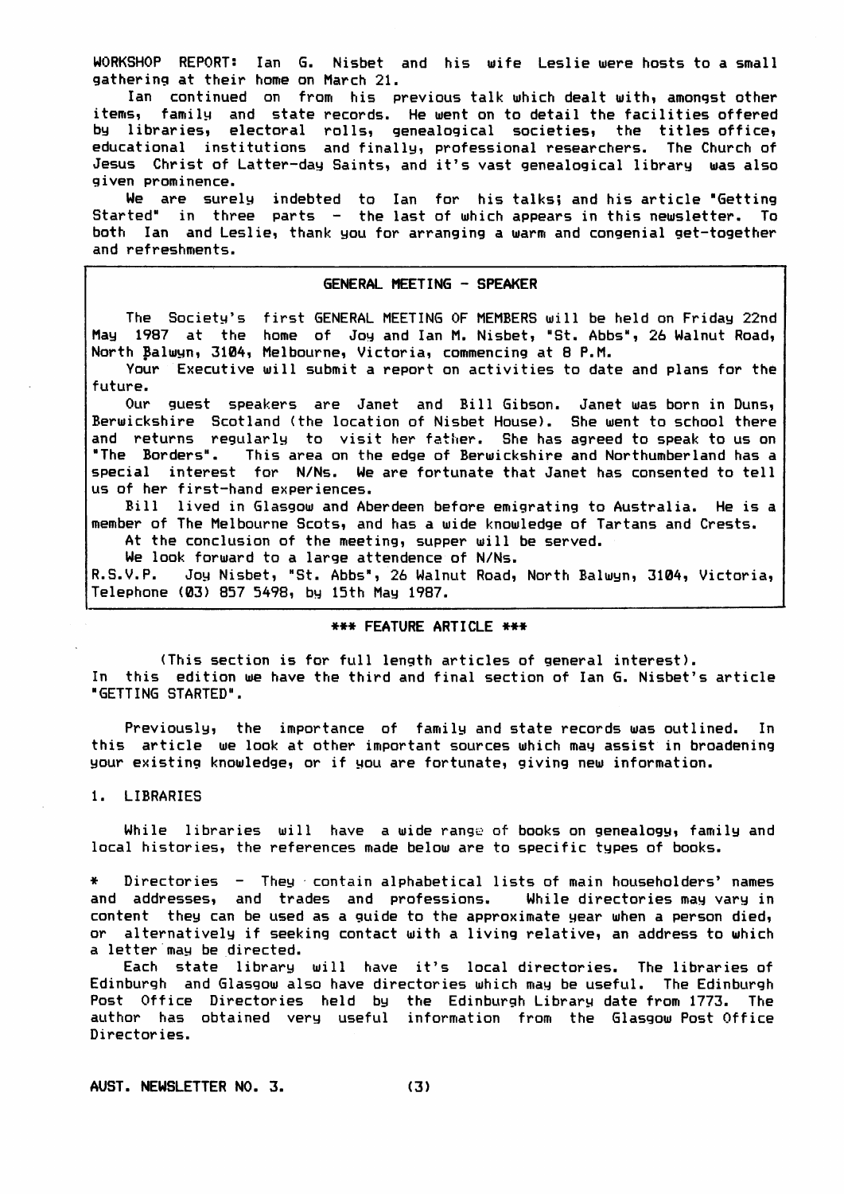WORKSHOP REPORT: Ian G. Nisbet and his wife Leslie were hosts to a small gathering at their home on March 21.

Ian continued on from his previous talk which dealt with, amongst other items, family and state records. He went on to detail the facilities offered by libraries, electoral rolls, genealogical societies, the titles office, educational institutions and finally, professional researchers. The Church of Jesus Christ of Latter-day Saints, and it's vast genealogical library was also given prominence.

We are surely indebted to Ian for his talks; and his article "Getting Started" in three parts - the last of which appears in this newsletter. To both Ian and Leslie, thank you for arranging a warm and congenial get-together and refreshments.

## GENERAL MEETING - SPEAKER

The Society's first GENERAL MEETING OF MEMBERS will be held on Friday 22nd May 1987 at the home of Joy and Ian M. Nisbet, "St. Abbs", 26 Walnut Road, North Balwyn, 3104, Melbourne, Victoria, commencing at 8 P.M.

Your Executive will submit a report on activities to date and plans for the future.

Our guest speakers are Janet and Bill Gibson. Janet was born in Duns, Berwickshire Scotland (the location of Nisbet House). She went to school there and returns regularly to visit her father. She has agreed to speak to us on "The Borders". This area on the edge of Berwickshire and Northumberland has a special interest for N/Ns. We are fortunate that Janet has consented to tell us of her first-hand experiences.

Bill lived in Glasgow and Aberdeen before emigrating to Australia. He is a member of The Melbourne Scots, and has a wide knowledge of Tartans and Crests.

At the conclusion of the meeting, supper will be served.

We look forward to a large attendance of N/Ns.

R.S.V.P. Joy Nisbet, "St. Abbs", 26 Walnut Road, North Balwyn, 3104, Victoria, Telephone (03) 857 5498, by 15th May 1987.

## *** FEATURE ARTICLE ***

(This section is for full length articles of general interest).

In this edition we have the third and final section of Ian G. Nisbet's article "GETTING STARTED".

Previously, the importance of family and state records was outlined. In this article we look at other important sources which may assist in broadening your existing knowledge, or if you are fortunate, giving new information.

### 1. LIBRARIES

While libraries will have a wide range of books on genealogy, family and local histories, the references made below are to specific types of books.

* Directories - They contain alphabetical lists of main householders' names and addresses, and trades and professions. While directories may vary in content they can be used as a guide to the approximate year when a person died, or alternatively if seeking contact with a living relative, an address to which a letter may be directed.

Each state library will have it's local directories. The libraries of Edinburgh and Glasgow also have directories which may be useful. The Edinburgh Post Office Directories held by the Edinburgh Library date from 1773. The author has obtained very useful information from the Glasgow Post Office Directories.

AUST. NEWSLETTER NO. 3.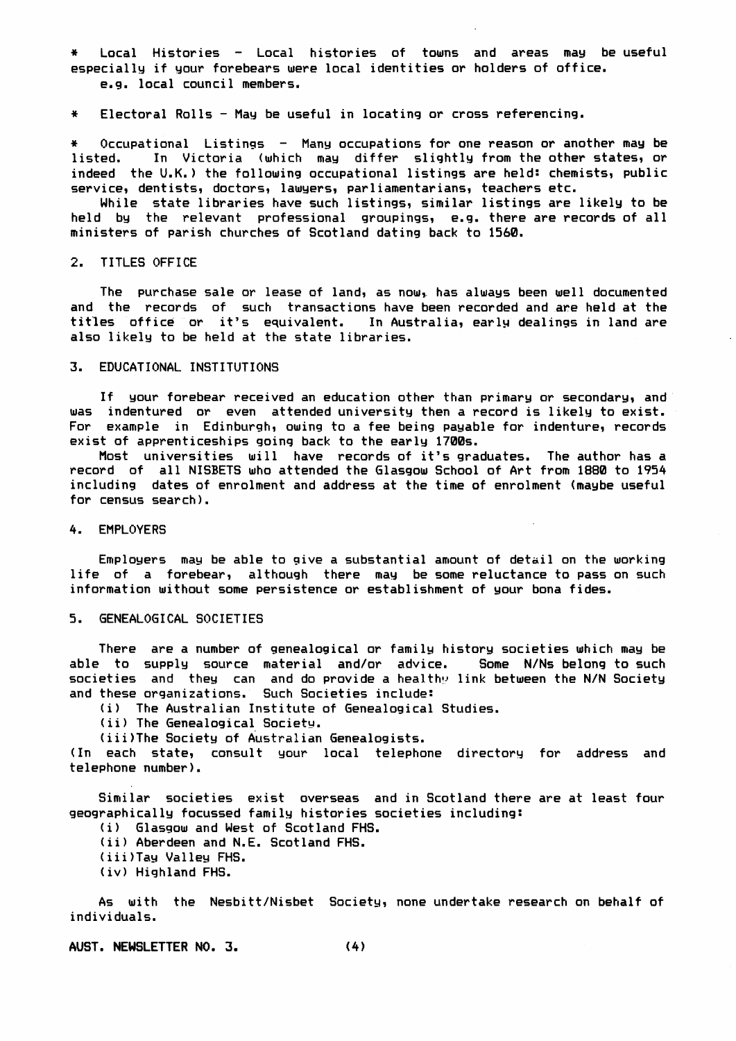* Local Histories - Local histories of towns and areas may be useful especially if your forebears were local identities or holders of office. e.g. local council members.

* Electoral Rolls - May be useful in locating or cross referencing.

* Occupational Listings - Many occupations for one reason or another may be listed. In Victoria (which may differ slightly from the other states, or indeed the U.K.) the following occupational listings are held: chemists, public service, dentists, doctors, lawyers, parliamentarians, teachers etc.

While state libraries have such listings, similar listings are likely to be held by the relevant professional groupings, e.g. there are records of all ministers of parish churches of Scotland dating back to 1560.

## 2. TITLES OFFICE

The purchase sale or lease of land, as now, has always been well documented and the records of such transactions have been recorded and are held at the titles office or it's equivalent. In Australia, early dealings in land are also likely to be held at the state libraries.

## 3. EDUCATIONAL INSTITUTIONS

If your forebear received an education other than primary or secondary, and was indentured or even attended university then a record is likely to exist. For example in Edinburgh, owing to a fee being payable for indenture, records exist of apprenticeships going back to the early 1700s.

Most universities will have records of it's graduates. The author has a record of all NISBETS who attended the Glasgow School of Art from 1880 to 1954 including dates of enrolment and address at the time of enrolment (maybe useful for census search).

## 4. EMPLOYERS

Employers may be able to give a substantial amount of detail on the working life of a forebear, although there may be some reluctance to pass on such information without some persistence or establishment of your bona fides.

## 5. GENEALOGICAL SOCIETIES

There are a number of genealogical or family history societies which may be able to supply source material and/or advice. Some N/Ns belong to such societies and they can and do provide a healthy link between the N/N Society and these organizations. Such Societies include:

(i) The Australian Institute of Genealogical Studies.
(ii) The Genealogical Society.
(iii) The Society of Australian Genealogists.

(In each state, consult your local telephone directory for address and telephone number).

Similar societies exist overseas and in Scotland there are at least four geographically focussed family histories societies including:

(i) Glasgow and West of Scotland FHS.
(ii) Aberdeen and N.E. Scotland FHS.
(iii) Tay Valley FHS.
(iv) Highland FHS.

As with the Nesbitt/Nisbet Society, none undertake research on behalf of individuals.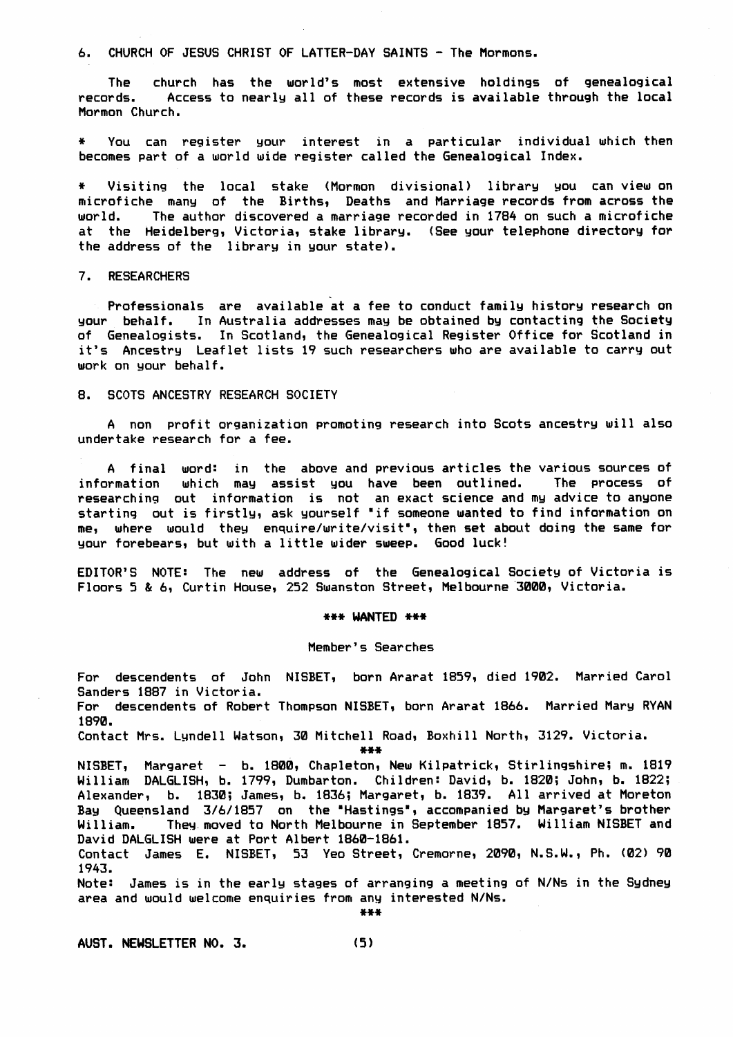6. CHURCH OF JESUS CHRIST OF LATTER-DAY SAINTS - The Mormons.

The church has the world's most extensive holdings of genealogical records. Access to nearly all of these records is available through the local Mormon Church.

* You can register your interest in a particular individual which then becomes part of a world wide register called the Genealogical Index.

* Visiting the local stake (Mormon divisional) library you can view on microfiche many of the Births, Deaths and Marriage records from across the world. The author discovered a marriage recorded in 1784 on such a microfiche at the Heidelberg, Victoria, stake library. (See your telephone directory for the address of the library in your state).

7. RESEARCHERS

Professionals are available at a fee to conduct family history research on your behalf. In Australia addresses may be obtained by contacting the Society of Genealogists. In Scotland, the Genealogical Register Office for Scotland in it's Ancestry Leaflet lists 19 such researchers who are available to carry out work on your behalf.

8. SCOTS ANCESTRY RESEARCH SOCIETY

A non profit organization promoting research into Scots ancestry will also undertake research for a fee.

A final word: in the above and previous articles the various sources of information which may assist you have been outlined. The process of researching out information is not an exact science and my advice to anyone starting out is firstly, ask yourself "if someone wanted to find information on me, where would they enquire/write/visit", then set about doing the same for your forebears, but with a little wider sweep. Good luck!

EDITOR'S NOTE: The new address of the Genealogical Society of Victoria is Floors 5 & 6, Curtin House, 252 Swanston Street, Melbourne 3000, Victoria.

**\*\*\* WANTED \*\*\***

Member's Searches

For descendents of John NISBET, born Ararat 1859, died 1902. Married Carol Sanders 1887 in Victoria.
For descendents of Robert Thompson NISBET, born Ararat 1866. Married Mary RYAN 1890.
Contact Mrs. Lyndell Watson, 30 Mitchell Road, Boxhill North, 3129. Victoria.

\*\*\*

NISBET, Margaret - b. 1800, Chapleton, New Kilpatrick, Stirlingshire; m. 1819 William DALGLISH, b. 1799, Dumbarton. Children: David, b. 1820; John, b. 1822; Alexander, b. 1830; James, b. 1836; Margaret, b. 1839. All arrived at Moreton Bay Queensland 3/6/1857 on the "Hastings", accompanied by Margaret's brother William. They moved to North Melbourne in September 1857. William NISBET and David DALGLISH were at Port Albert 1860-1861.
Contact James E. NISBET, 53 Yeo Street, Cremorne, 2090, N.S.W., Ph. (02) 90 1943.
Note: James is in the early stages of arranging a meeting of N/Ns in the Sydney area and would welcome enquiries from any interested N/Ns.

\*\*\*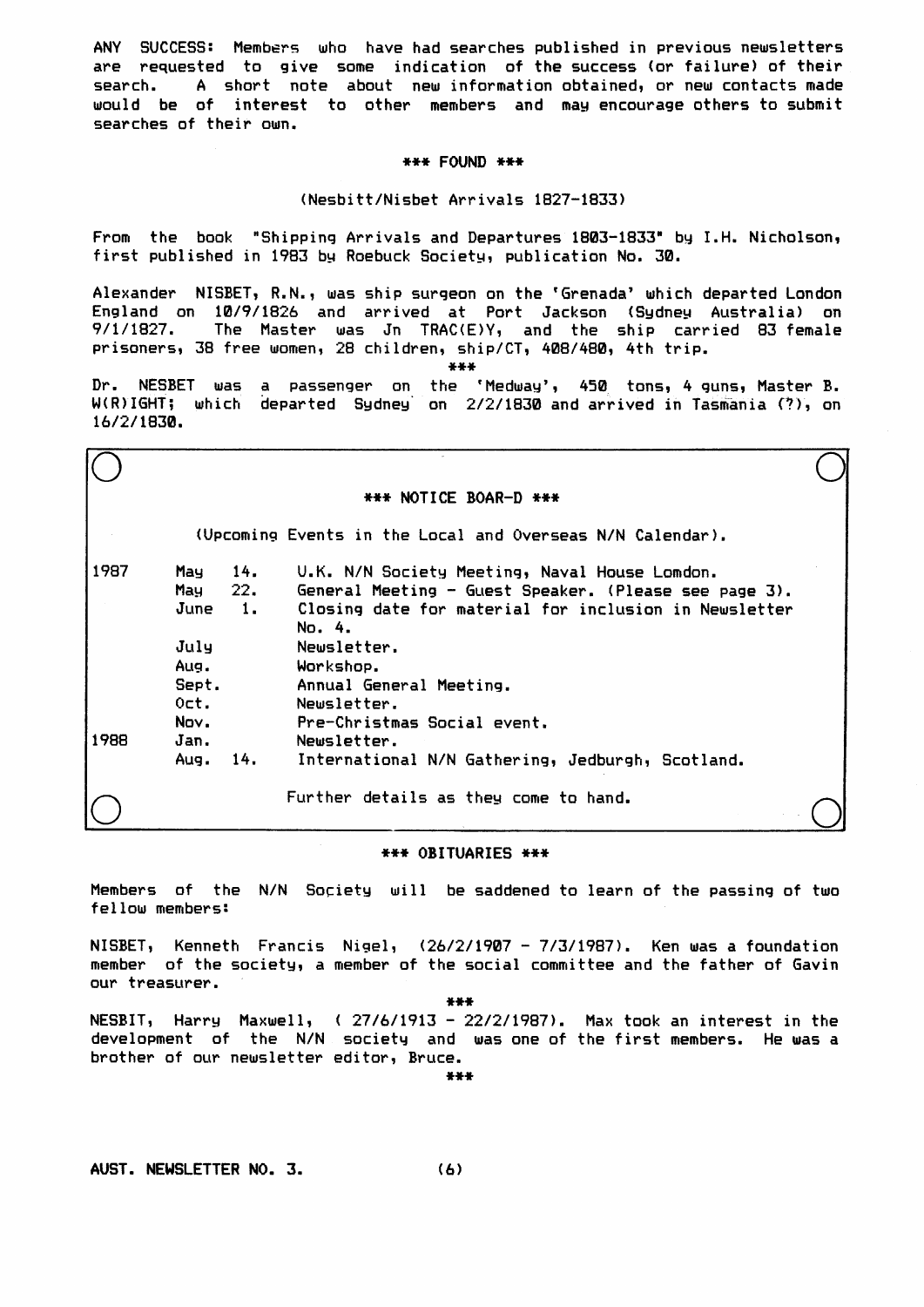**ANY SUCCESS:** Members who have had searches published in previous newsletters are requested to give some indication of the success (or failure) of their search. A short note about new information obtained, or new contacts made would be of interest to other members and may encourage others to submit searches of their own.

### *** FOUND ***

(Nesbitt/Nisbet Arrivals 1827-1833)

From the book "Shipping Arrivals and Departures 1803-1833" by I.H. Nicholson, first published in 1983 by Roebuck Society, publication No. 30.

Alexander NISBET, R.N., was ship surgeon on the 'Grenada' which departed London England on 10/9/1826 and arrived at Port Jackson (Sydney Australia) on 9/1/1827. The Master was Jn TRAC(E)Y, and the ship carried 83 female prisoners, 38 free women, 28 children, ship/CT, 408/480, 4th trip.

***

Dr. NESBET was a passenger on the 'Medway', 450 tons, 4 guns, Master B. W(R)IGHT; which departed Sydney on 2/2/1830 and arrived in Tasmania (?), on 16/2/1830.

### *** NOTICE BOAR-D ***

(Upcoming Events in the Local and Overseas N/N Calendar).

| | | | |
|---|---|---|---|
| 1987 | May | 14. | U.K. N/N Society Meeting, Naval House Lomdon. |
| | May | 22. | General Meeting - Guest Speaker. (Please see page 3). |
| | June | 1. | Closing date for material for inclusion in Newsletter No. 4. |
| | July | | Newsletter. |
| | Aug. | | Workshop. |
| | Sept. | | Annual General Meeting. |
| | Oct. | | Newsletter. |
| | Nov. | | Pre-Christmas Social event. |
| 1988 | Jan. | | Newsletter. |
| | Aug. | 14. | International N/N Gathering, Jedburgh, Scotland. |

Further details as they come to hand.

### *** OBITUARIES ***

Members of the N/N Society will be saddened to learn of the passing of two fellow members:

NISBET, Kenneth Francis Nigel, (26/2/1907 - 7/3/1987). Ken was a foundation member of the society, a member of the social committee and the father of Gavin our treasurer.

***

NESBIT, Harry Maxwell, ( 27/6/1913 - 22/2/1987). Max took an interest in the development of the N/N society and was one of the first members. He was a brother of our newsletter editor, Bruce.

***

**AUST. NEWSLETTER NO. 3.**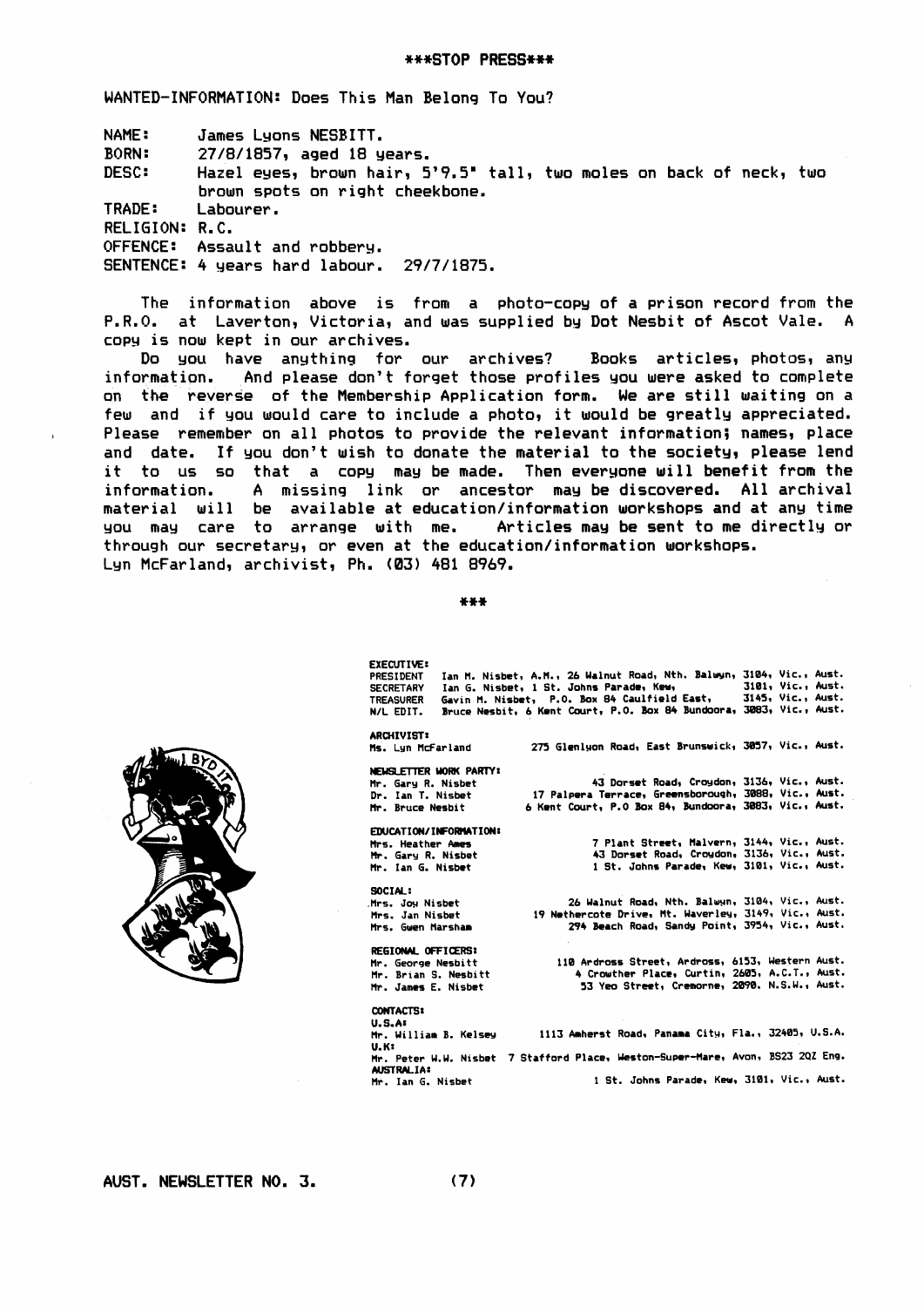## \*\*\*STOP PRESS\*\*\*

WANTED-INFORMATION: Does This Man Belong To You?

NAME: James Lyons NESBITT.
BORN: 27/8/1857, aged 18 years.
DESC: Hazel eyes, brown hair, 5'9.5" tall, two moles on back of neck, two brown spots on right cheekbone.
TRADE: Labourer.
RELIGION: R.C.
OFFENCE: Assault and robbery.
SENTENCE: 4 years hard labour. 29/7/1875.

The information above is from a photo-copy of a prison record from the P.R.O. at Laverton, Victoria, and was supplied by Dot Nesbit of Ascot Vale. A copy is now kept in our archives.

Do you have anything for our archives? Books articles, photos, any information. And please don't forget those profiles you were asked to complete on the reverse of the Membership Application form. We are still waiting on a few and if you would care to include a photo, it would be greatly appreciated. Please remember on all photos to provide the relevant information; names, place and date. If you don't wish to donate the material to the society, please lend it to us so that a copy may be made. Then everyone will benefit from the information. A missing link or ancestor may be discovered. All archival material will be available at education/information workshops and at any time you may care to arrange with me. Articles may be sent to me directly or through our secretary, or even at the education/information workshops.
Lyn McFarland, archivist, Ph. (03) 481 8969.

\*\*\*

**EXECUTIVE:**

| | | |
|---|---|---|
| PRESIDENT | Ian M. Nisbet, A.M., 26 Walnut Road, Nth. Balwyn, | 3104, Vic., Aust. |
| SECRETARY | Ian G. Nisbet, 1 St. Johns Parade, Kew, | 3101, Vic., Aust. |
| TREASURER | Gavin M. Nisbet, P.O. Box 84 Caulfield East, | 3145, Vic., Aust. |
| N/L EDIT. | Bruce Nesbit, 6 Kent Court, P.O. Box 84 Bundoora, | 3083, Vic., Aust. |

**ARCHIVIST:**
Ms. Lyn McFarland — 275 Glenlyon Road, East Brunswick, 3057, Vic., Aust.

**NEWSLETTER WORK PARTY:**
Mr. Gary R. Nisbet — 43 Dorset Road, Croydon, 3136, Vic., Aust.
Dr. Ian T. Nisbet — 17 Palpera Terrace, Greensborough, 3088, Vic., Aust.
Mr. Bruce Nesbit — 6 Kent Court, P.O Box 84, Bundoora, 3083, Vic., Aust.

**EDUCATION/INFORMATION:**
Mrs. Heather Ames — 7 Plant Street, Malvern, 3144, Vic., Aust.
Mr. Gary R. Nisbet — 43 Dorset Road, Croydon, 3136, Vic., Aust.
Mr. Ian G. Nisbet — 1 St. Johns Parade, Kew, 3101, Vic., Aust.

**SOCIAL:**
Mrs. Joy Nisbet — 26 Walnut Road, Nth. Balwyn, 3104, Vic., Aust.
Mrs. Jan Nisbet — 19 Nethercote Drive, Mt. Waverley, 3149, Vic., Aust.
Mrs. Gwen Marsham — 294 Beach Road, Sandy Point, 3954, Vic., Aust.

**REGIONAL OFFICERS:**
Mr. George Nesbitt — 110 Ardross Street, Ardross, 6153, Western Aust.
Mr. Brian S. Nesbitt — 4 Crowther Place, Curtin, 2605, A.C.T., Aust.
Mr. James E. Nisbet — 53 Yeo Street, Cremorne, 2090, N.S.W., Aust.

**CONTACTS:**
U.S.A:
Mr. William B. Kelsey — 1113 Amherst Road, Panama City, Fla., 32405, U.S.A.
U.K:
Mr. Peter W.W. Nisbet — 7 Stafford Place, Weston-Super-Mare, Avon, BS23 2QZ Eng.
AUSTRALIA:
Mr. Ian G. Nisbet — 1 St. Johns Parade, Kew, 3101, Vic., Aust.

AUST. NEWSLETTER NO. 3.